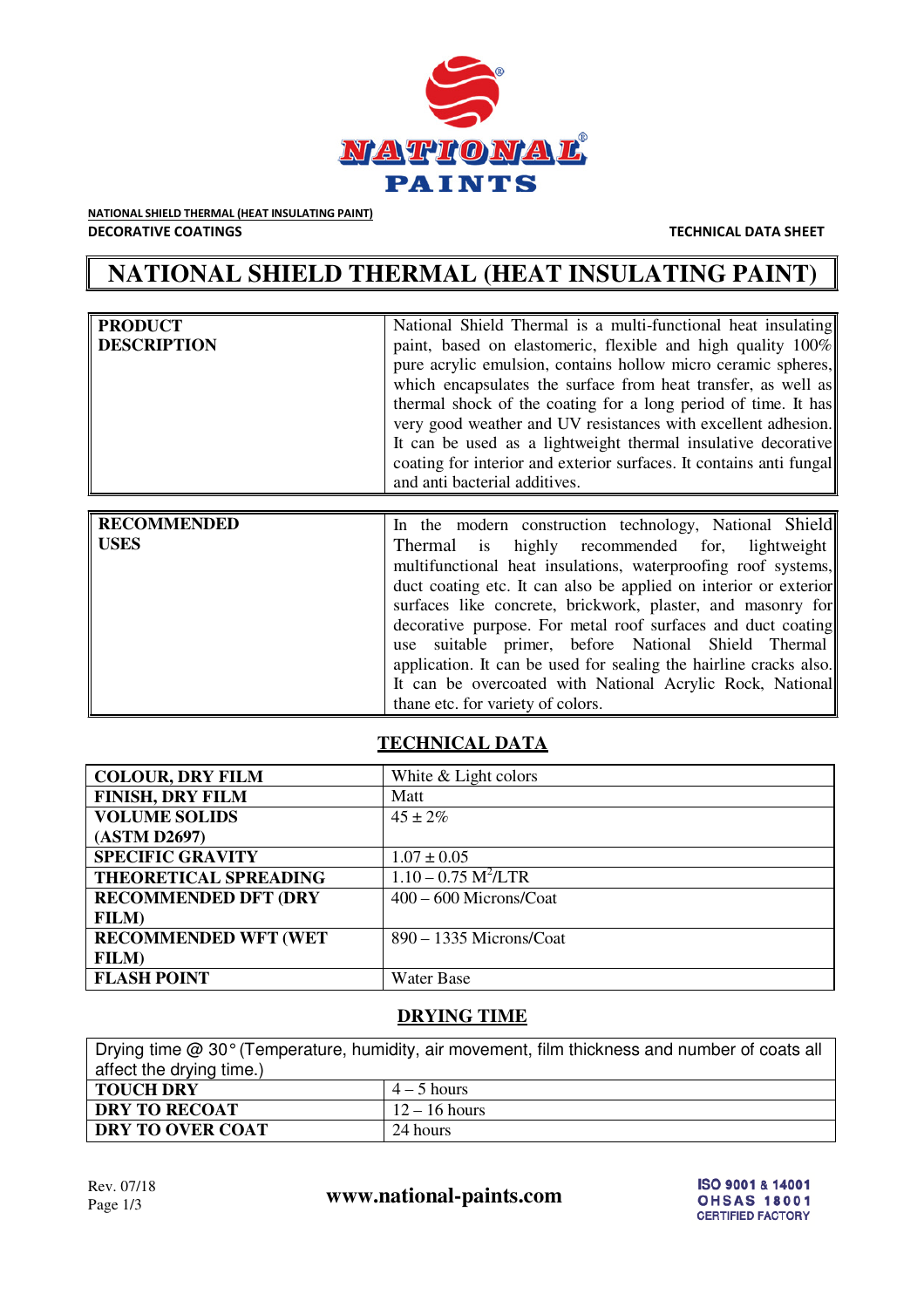NATIONAL SHIELD THERMAL (HEAT INSULATING PAINT)

DECORATIVE COATINGS

TECHNICAL DATA SHEET

# NATIONAL SHIELD THERMAL (HEAT INSULATING PAINT)

| | |
|---|---|
| **PRODUCT DESCRIPTION** | National Shield Thermal is a multi-functional heat insulating paint, based on elastomeric, flexible and high quality 100% pure acrylic emulsion, contains hollow micro ceramic spheres, which encapsulates the surface from heat transfer, as well as thermal shock of the coating for a long period of time. It has very good weather and UV resistances with excellent adhesion. It can be used as a lightweight thermal insulative decorative coating for interior and exterior surfaces. It contains anti fungal and anti bacterial additives. |

| | |
|---|---|
| **RECOMMENDED USES** | In the modern construction technology, National Shield Thermal is highly recommended for, lightweight multifunctional heat insulations, waterproofing roof systems, duct coating etc. It can also be applied on interior or exterior surfaces like concrete, brickwork, plaster, and masonry for decorative purpose. For metal roof surfaces and duct coating use suitable primer, before National Shield Thermal application. It can be used for sealing the hairline cracks also. It can be overcoated with National Acrylic Rock, National thane etc. for variety of colors. |

## TECHNICAL DATA

| | |
|---|---|
| **COLOUR, DRY FILM** | White & Light colors |
| **FINISH, DRY FILM** | Matt |
| **VOLUME SOLIDS (ASTM D2697)** | 45 ± 2% |
| **SPECIFIC GRAVITY** | 1.07 ± 0.05 |
| **THEORETICAL SPREADING** | 1.10 – 0.75 $M^2$/LTR |
| **RECOMMENDED DFT (DRY FILM)** | 400 – 600 Microns/Coat |
| **RECOMMENDED WFT (WET FILM)** | 890 – 1335 Microns/Coat |
| **FLASH POINT** | Water Base |

## DRYING TIME

Drying time @ 30° (Temperature, humidity, air movement, film thickness and number of coats all affect the drying time.)

| | |
|---|---|
| **TOUCH DRY** | 4 – 5 hours |
| **DRY TO RECOAT** | 12 – 16 hours |
| **DRY TO OVER COAT** | 24 hours |

Rev. 07/18

www.national-paints.com

ISO 9001 & 14001 OHSAS 18001 CERTIFIED FACTORY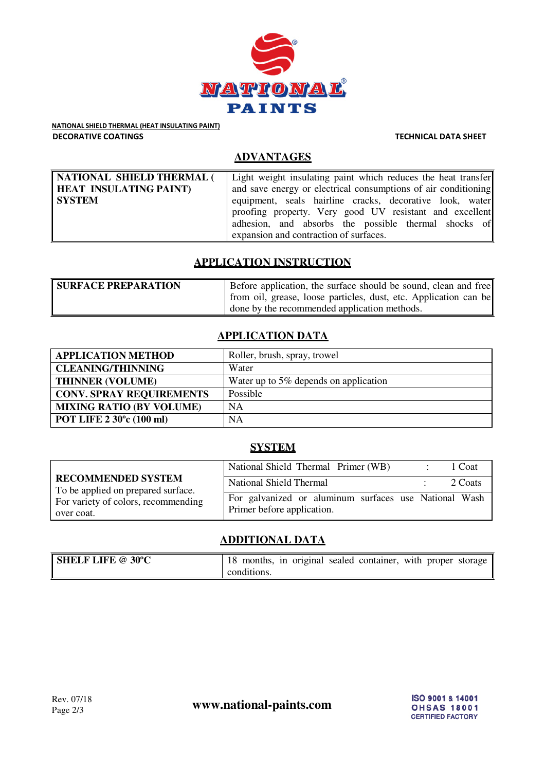**NATIONAL SHIELD THERMAL (HEAT INSULATING PAINT)**

**DECORATIVE COATINGS** **TECHNICAL DATA SHEET**

## ADVANTAGES

| | |
|---|---|
| **NATIONAL SHIELD THERMAL ( HEAT INSULATING PAINT) SYSTEM** | Light weight insulating paint which reduces the heat transfer and save energy or electrical consumptions of air conditioning equipment, seals hairline cracks, decorative look, water proofing property. Very good UV resistant and excellent adhesion, and absorbs the possible thermal shocks of expansion and contraction of surfaces. |

## APPLICATION INSTRUCTION

| | |
|---|---|
| **SURFACE PREPARATION** | Before application, the surface should be sound, clean and free from oil, grease, loose particles, dust, etc. Application can be done by the recommended application methods. |

## APPLICATION DATA

| | |
|---|---|
| **APPLICATION METHOD** | Roller, brush, spray, trowel |
| **CLEANING/THINNING** | Water |
| **THINNER (VOLUME)** | Water up to 5% depends on application |
| **CONV. SPRAY REQUIREMENTS** | Possible |
| **MIXING RATIO (BY VOLUME)** | NA |
| **POT LIFE 2 30ºc (100 ml)** | NA |

## SYSTEM

| | |
|---|---|
| **RECOMMENDED SYSTEM** To be applied on prepared surface. For variety of colors, recommending over coat. | National Shield Thermal Primer (WB) : 1 Coat |
| | National Shield Thermal : 2 Coats |
| | For galvanized or aluminum surfaces use National Wash Primer before application. |

## ADDITIONAL DATA

| | |
|---|---|
| **SHELF LIFE @ 30ºC** | 18 months, in original sealed container, with proper storage conditions. |

Rev. 07/18

**www.national-paints.com**

ISO 9001 & 14001 OHSAS 18001 CERTIFIED FACTORY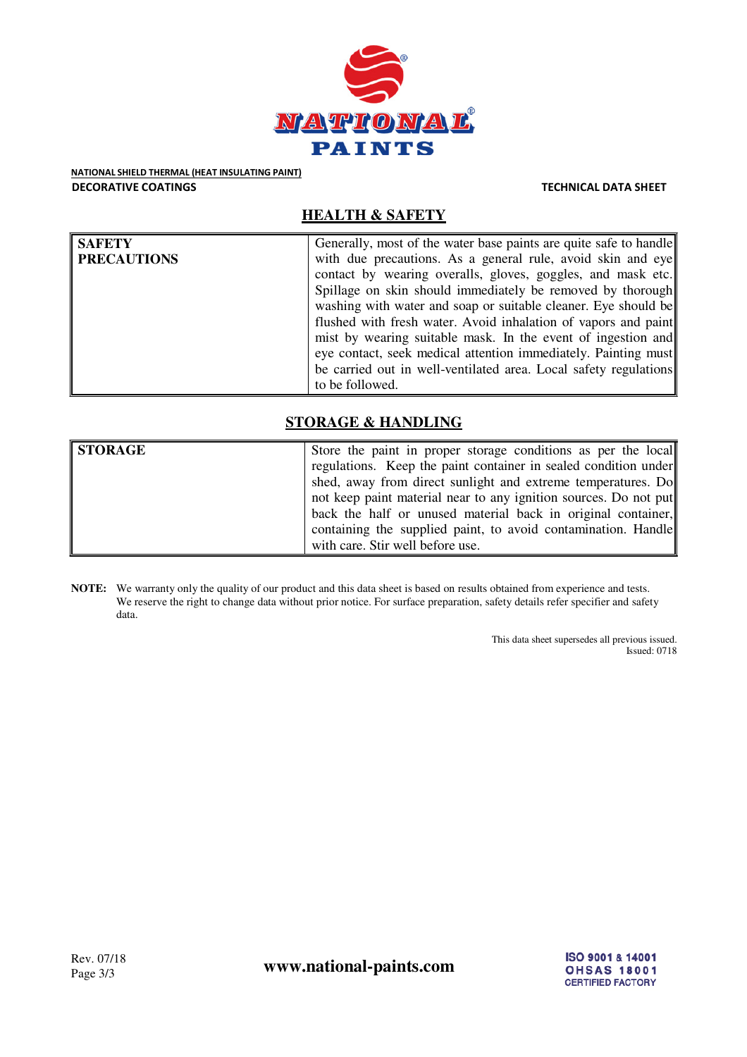NATIONAL SHIELD THERMAL (HEAT INSULATING PAINT)
DECORATIVE COATINGS

TECHNICAL DATA SHEET

## HEALTH & SAFETY

| | |
|---|---|
| **SAFETY PRECAUTIONS** | Generally, most of the water base paints are quite safe to handle with due precautions. As a general rule, avoid skin and eye contact by wearing overalls, gloves, goggles, and mask etc. Spillage on skin should immediately be removed by thorough washing with water and soap or suitable cleaner. Eye should be flushed with fresh water. Avoid inhalation of vapors and paint mist by wearing suitable mask. In the event of ingestion and eye contact, seek medical attention immediately. Painting must be carried out in well-ventilated area. Local safety regulations to be followed. |

## STORAGE & HANDLING

| | |
|---|---|
| **STORAGE** | Store the paint in proper storage conditions as per the local regulations. Keep the paint container in sealed condition under shed, away from direct sunlight and extreme temperatures. Do not keep paint material near to any ignition sources. Do not put back the half or unused material back in original container, containing the supplied paint, to avoid contamination. Handle with care. Stir well before use. |

**NOTE:** We warranty only the quality of our product and this data sheet is based on results obtained from experience and tests. We reserve the right to change data without prior notice. For surface preparation, safety details refer specifier and safety data.

This data sheet supersedes all previous issued.
Issued: 0718

Rev. 07/18

www.national-paints.com

ISO 9001 & 14001
OHSAS 18001
CERTIFIED FACTORY